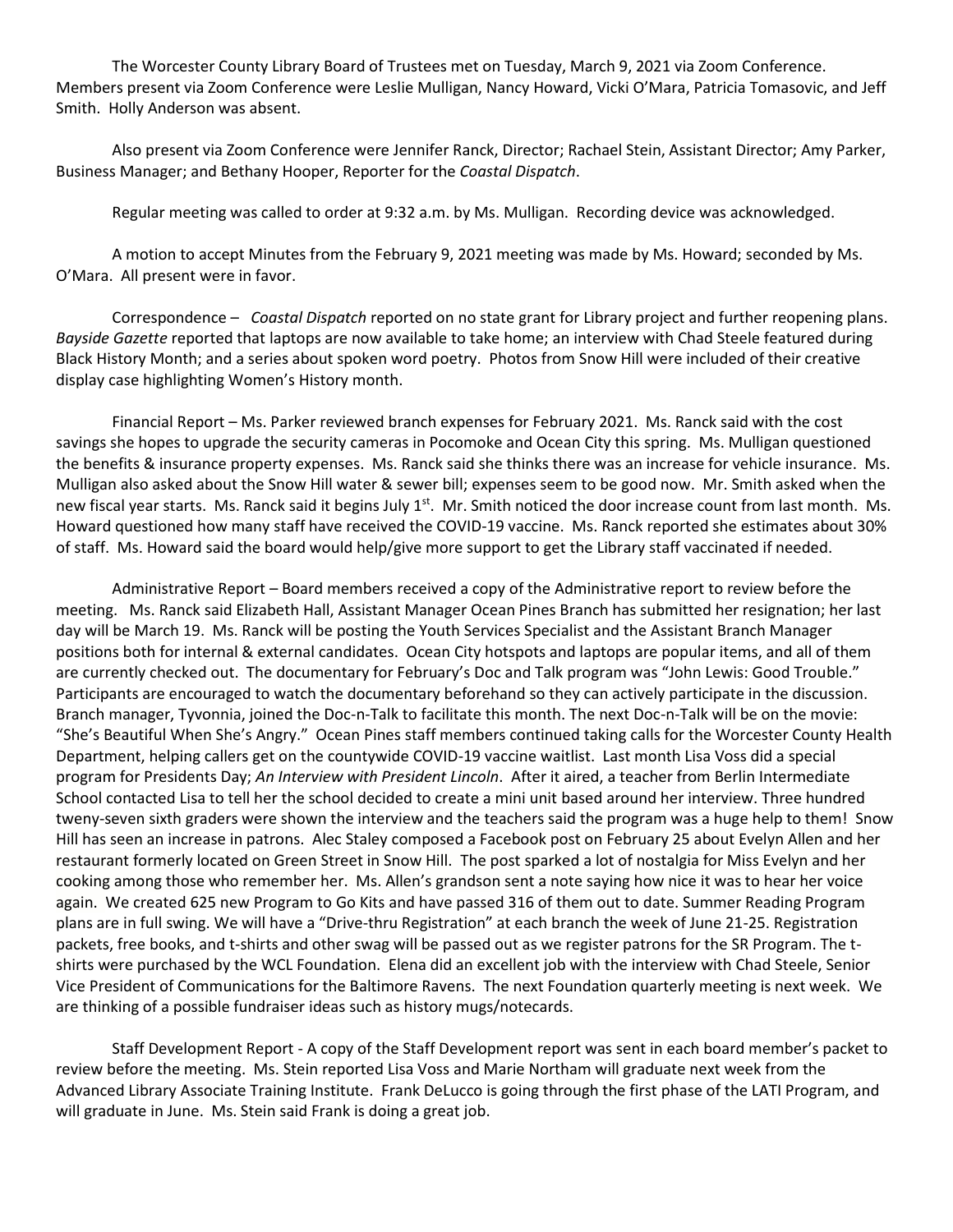The Worcester County Library Board of Trustees met on Tuesday, March 9, 2021 via Zoom Conference. Members present via Zoom Conference were Leslie Mulligan, Nancy Howard, Vicki O'Mara, Patricia Tomasovic, and Jeff Smith. Holly Anderson was absent.

Also present via Zoom Conference were Jennifer Ranck, Director; Rachael Stein, Assistant Director; Amy Parker, Business Manager; and Bethany Hooper, Reporter for the *Coastal Dispatch*.

Regular meeting was called to order at 9:32 a.m. by Ms. Mulligan. Recording device was acknowledged.

A motion to accept Minutes from the February 9, 2021 meeting was made by Ms. Howard; seconded by Ms. O'Mara. All present were in favor.

Correspondence – *Coastal Dispatch* reported on no state grant for Library project and further reopening plans. *Bayside Gazette* reported that laptops are now available to take home; an interview with Chad Steele featured during Black History Month; and a series about spoken word poetry. Photos from Snow Hill were included of their creative display case highlighting Women's History month.

Financial Report – Ms. Parker reviewed branch expenses for February 2021. Ms. Ranck said with the cost savings she hopes to upgrade the security cameras in Pocomoke and Ocean City this spring. Ms. Mulligan questioned the benefits & insurance property expenses. Ms. Ranck said she thinks there was an increase for vehicle insurance. Ms. Mulligan also asked about the Snow Hill water & sewer bill; expenses seem to be good now. Mr. Smith asked when the new fiscal year starts. Ms. Ranck said it begins July 1st. Mr. Smith noticed the door increase count from last month. Ms. Howard questioned how many staff have received the COVID-19 vaccine. Ms. Ranck reported she estimates about 30% of staff. Ms. Howard said the board would help/give more support to get the Library staff vaccinated if needed.

Administrative Report – Board members received a copy of the Administrative report to review before the meeting. Ms. Ranck said Elizabeth Hall, Assistant Manager Ocean Pines Branch has submitted her resignation; her last day will be March 19. Ms. Ranck will be posting the Youth Services Specialist and the Assistant Branch Manager positions both for internal & external candidates. Ocean City hotspots and laptops are popular items, and all of them are currently checked out. The documentary for February's Doc and Talk program was "John Lewis: Good Trouble." Participants are encouraged to watch the documentary beforehand so they can actively participate in the discussion. Branch manager, Tyvonnia, joined the Doc-n-Talk to facilitate this month. The next Doc-n-Talk will be on the movie: "She's Beautiful When She's Angry." Ocean Pines staff members continued taking calls for the Worcester County Health Department, helping callers get on the countywide COVID-19 vaccine waitlist. Last month Lisa Voss did a special program for Presidents Day; *An Interview with President Lincoln*. After it aired, a teacher from Berlin Intermediate School contacted Lisa to tell her the school decided to create a mini unit based around her interview. Three hundred tweny-seven sixth graders were shown the interview and the teachers said the program was a huge help to them! Snow Hill has seen an increase in patrons. Alec Staley composed a Facebook post on February 25 about Evelyn Allen and her restaurant formerly located on Green Street in Snow Hill. The post sparked a lot of nostalgia for Miss Evelyn and her cooking among those who remember her. Ms. Allen's grandson sent a note saying how nice it was to hear her voice again. We created 625 new Program to Go Kits and have passed 316 of them out to date. Summer Reading Program plans are in full swing. We will have a "Drive-thru Registration" at each branch the week of June 21-25. Registration packets, free books, and t-shirts and other swag will be passed out as we register patrons for the SR Program. The t-shirts were purchased by the WCL Foundation. Elena did an excellent job with the interview with Chad Steele, Senior Vice President of Communications for the Baltimore Ravens. The next Foundation quarterly meeting is next week. We are thinking of a possible fundraiser ideas such as history mugs/notecards.

Staff Development Report - A copy of the Staff Development report was sent in each board member's packet to review before the meeting. Ms. Stein reported Lisa Voss and Marie Northam will graduate next week from the Advanced Library Associate Training Institute. Frank DeLucco is going through the first phase of the LATI Program, and will graduate in June. Ms. Stein said Frank is doing a great job.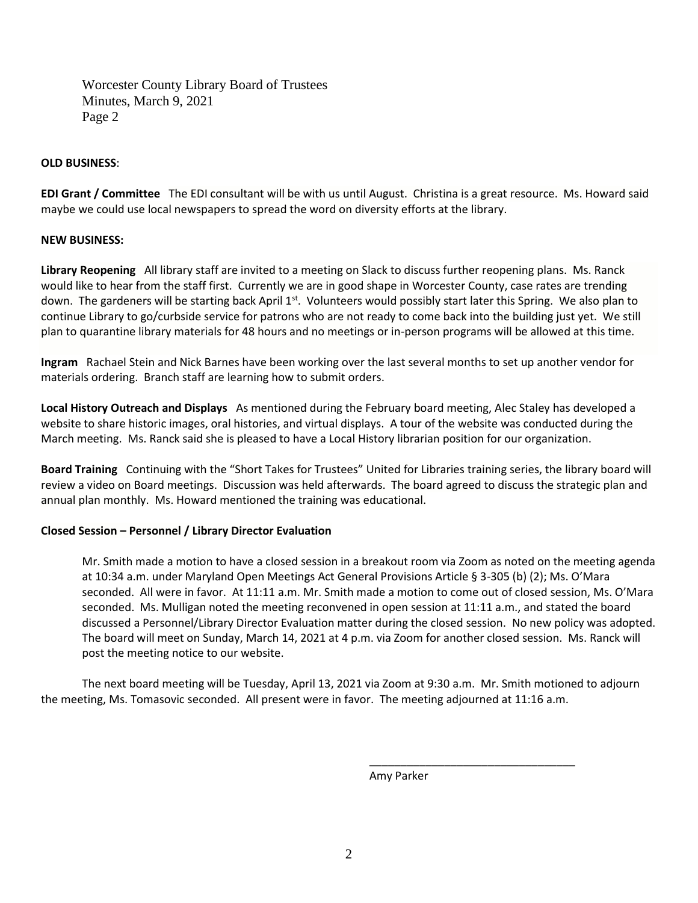**OLD BUSINESS**:

**EDI Grant / Committee** The EDI consultant will be with us until August. Christina is a great resource. Ms. Howard said maybe we could use local newspapers to spread the word on diversity efforts at the library.

**NEW BUSINESS:**

**Library Reopening** All library staff are invited to a meeting on Slack to discuss further reopening plans. Ms. Ranck would like to hear from the staff first. Currently we are in good shape in Worcester County, case rates are trending down. The gardeners will be starting back April 1st. Volunteers would possibly start later this Spring. We also plan to continue Library to go/curbside service for patrons who are not ready to come back into the building just yet. We still plan to quarantine library materials for 48 hours and no meetings or in-person programs will be allowed at this time.

**Ingram** Rachael Stein and Nick Barnes have been working over the last several months to set up another vendor for materials ordering. Branch staff are learning how to submit orders.

**Local History Outreach and Displays** As mentioned during the February board meeting, Alec Staley has developed a website to share historic images, oral histories, and virtual displays. A tour of the website was conducted during the March meeting. Ms. Ranck said she is pleased to have a Local History librarian position for our organization.

**Board Training** Continuing with the "Short Takes for Trustees" United for Libraries training series, the library board will review a video on Board meetings. Discussion was held afterwards. The board agreed to discuss the strategic plan and annual plan monthly. Ms. Howard mentioned the training was educational.

**Closed Session – Personnel / Library Director Evaluation**

Mr. Smith made a motion to have a closed session in a breakout room via Zoom as noted on the meeting agenda at 10:34 a.m. under Maryland Open Meetings Act General Provisions Article § 3-305 (b) (2); Ms. O'Mara seconded. All were in favor. At 11:11 a.m. Mr. Smith made a motion to come out of closed session, Ms. O'Mara seconded. Ms. Mulligan noted the meeting reconvened in open session at 11:11 a.m., and stated the board discussed a Personnel/Library Director Evaluation matter during the closed session. No new policy was adopted. The board will meet on Sunday, March 14, 2021 at 4 p.m. via Zoom for another closed session. Ms. Ranck will post the meeting notice to our website.

The next board meeting will be Tuesday, April 13, 2021 via Zoom at 9:30 a.m. Mr. Smith motioned to adjourn the meeting, Ms. Tomasovic seconded. All present were in favor. The meeting adjourned at 11:16 a.m.

\_\_\_\_\_\_\_\_\_\_\_\_\_\_\_\_\_\_\_\_\_\_\_\_\_\_\_\_\_\_\_\_

Amy Parker